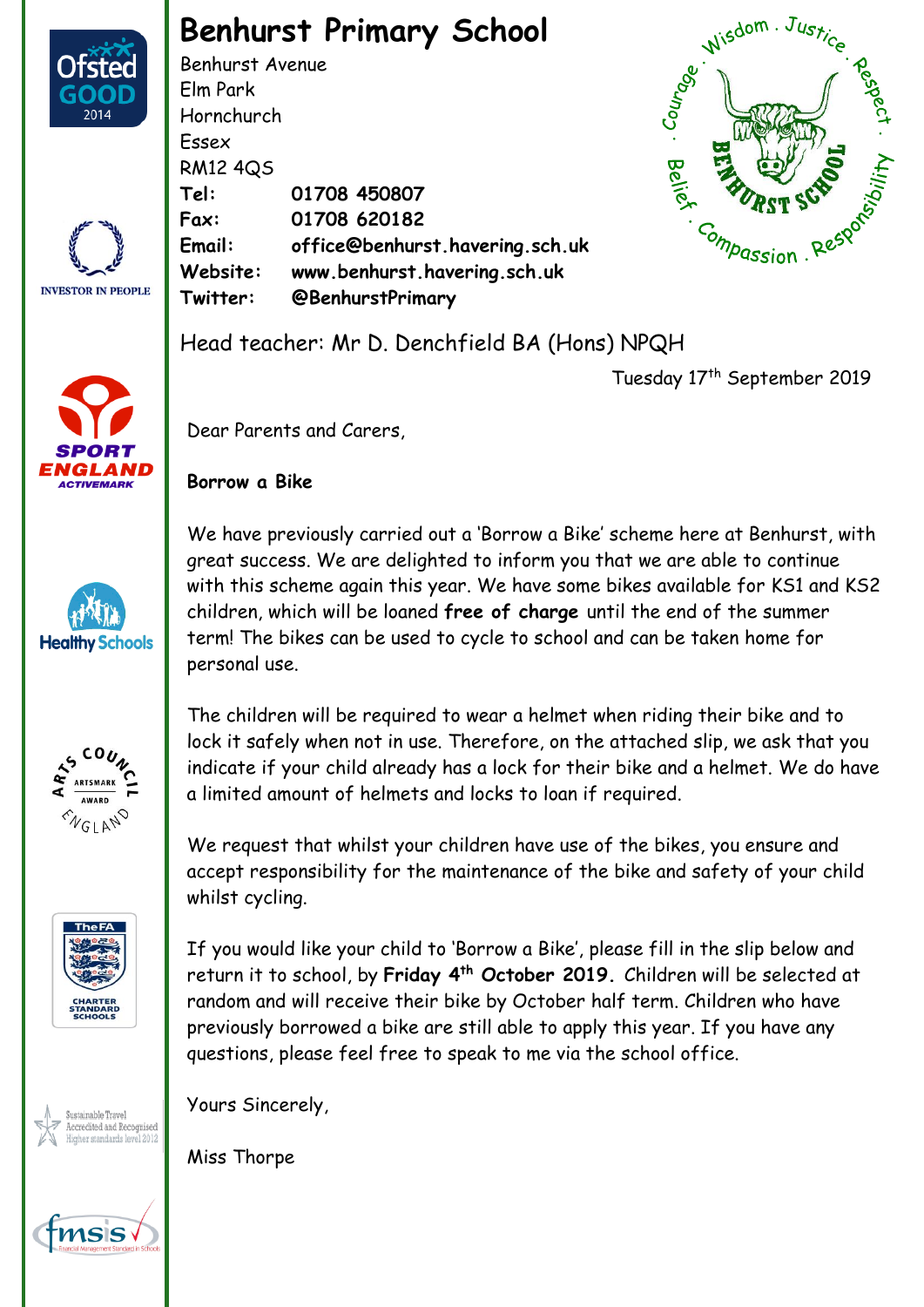# Benhurst Primary School

Benhurst Avenue
Elm Park
Hornchurch
Essex
RM12 4QS

**Tel:** 01708 450807
**Fax:** 01708 620182
**Email:** office@benhurst.havering.sch.uk
**Website:** www.benhurst.havering.sch.uk
**Twitter:** @BenhurstPrimary

Head teacher: Mr D. Denchfield BA (Hons) NPQH

Tuesday 17th September 2019

Dear Parents and Carers,

**Borrow a Bike**

We have previously carried out a 'Borrow a Bike' scheme here at Benhurst, with great success. We are delighted to inform you that we are able to continue with this scheme again this year. We have some bikes available for KS1 and KS2 children, which will be loaned **free of charge** until the end of the summer term! The bikes can be used to cycle to school and can be taken home for personal use.

The children will be required to wear a helmet when riding their bike and to lock it safely when not in use. Therefore, on the attached slip, we ask that you indicate if your child already has a lock for their bike and a helmet. We do have a limited amount of helmets and locks to loan if required.

We request that whilst your children have use of the bikes, you ensure and accept responsibility for the maintenance of the bike and safety of your child whilst cycling.

If you would like your child to 'Borrow a Bike', please fill in the slip below and return it to school, by **Friday 4th October 2019.** Children will be selected at random and will receive their bike by October half term. Children who have previously borrowed a bike are still able to apply this year. If you have any questions, please feel free to speak to me via the school office.

Yours Sincerely,

Miss Thorpe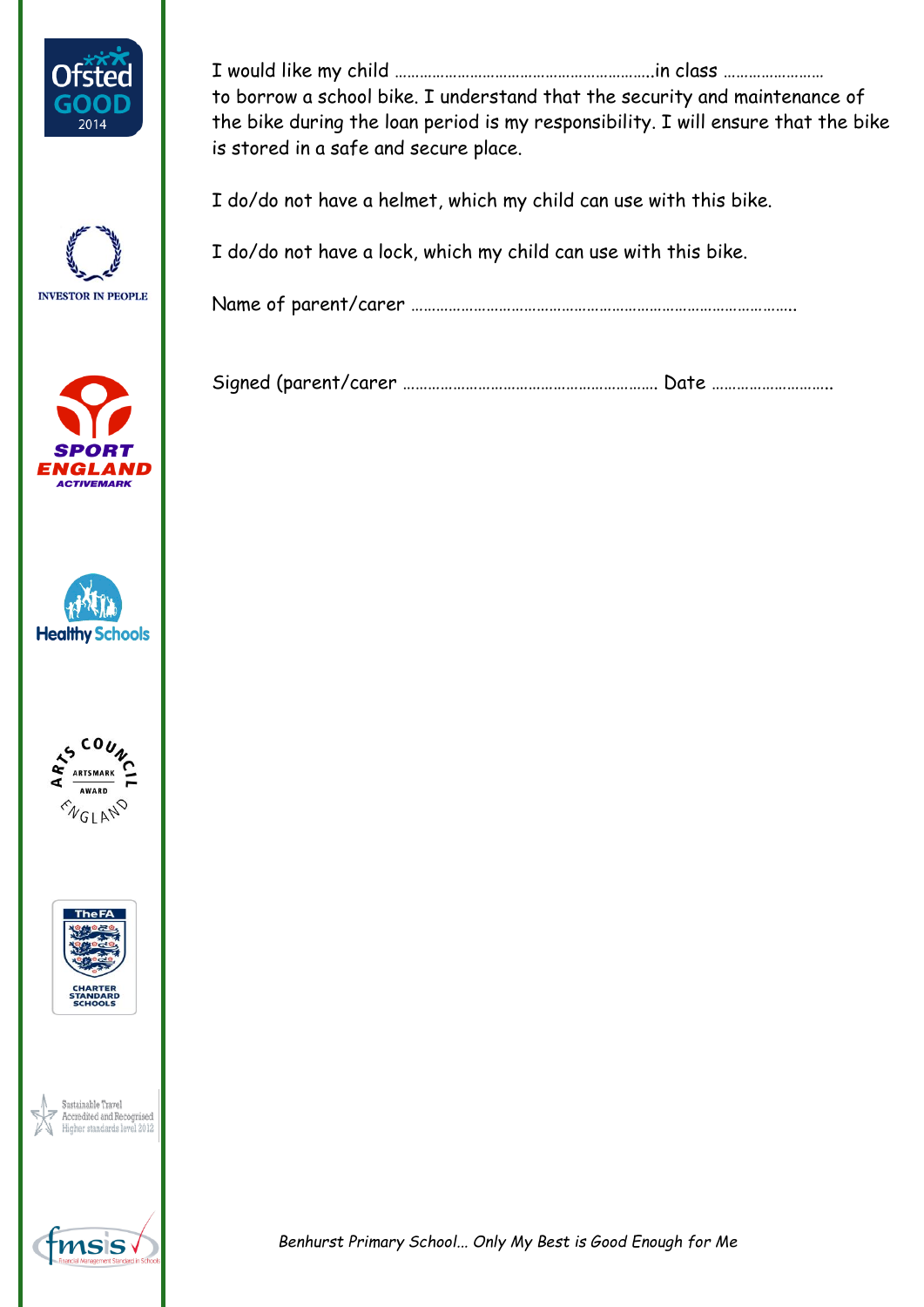I would like my child ……………………………………………………….in class ……………………
to borrow a school bike. I understand that the security and maintenance of the bike during the loan period is my responsibility. I will ensure that the bike is stored in a safe and secure place.

I do/do not have a helmet, which my child can use with this bike.

I do/do not have a lock, which my child can use with this bike.

Name of parent/carer ………………………………………………………………………………..

Signed (parent/carer ……………………………………………………. Date ………………………..

*Benhurst Primary School… Only My Best is Good Enough for Me*